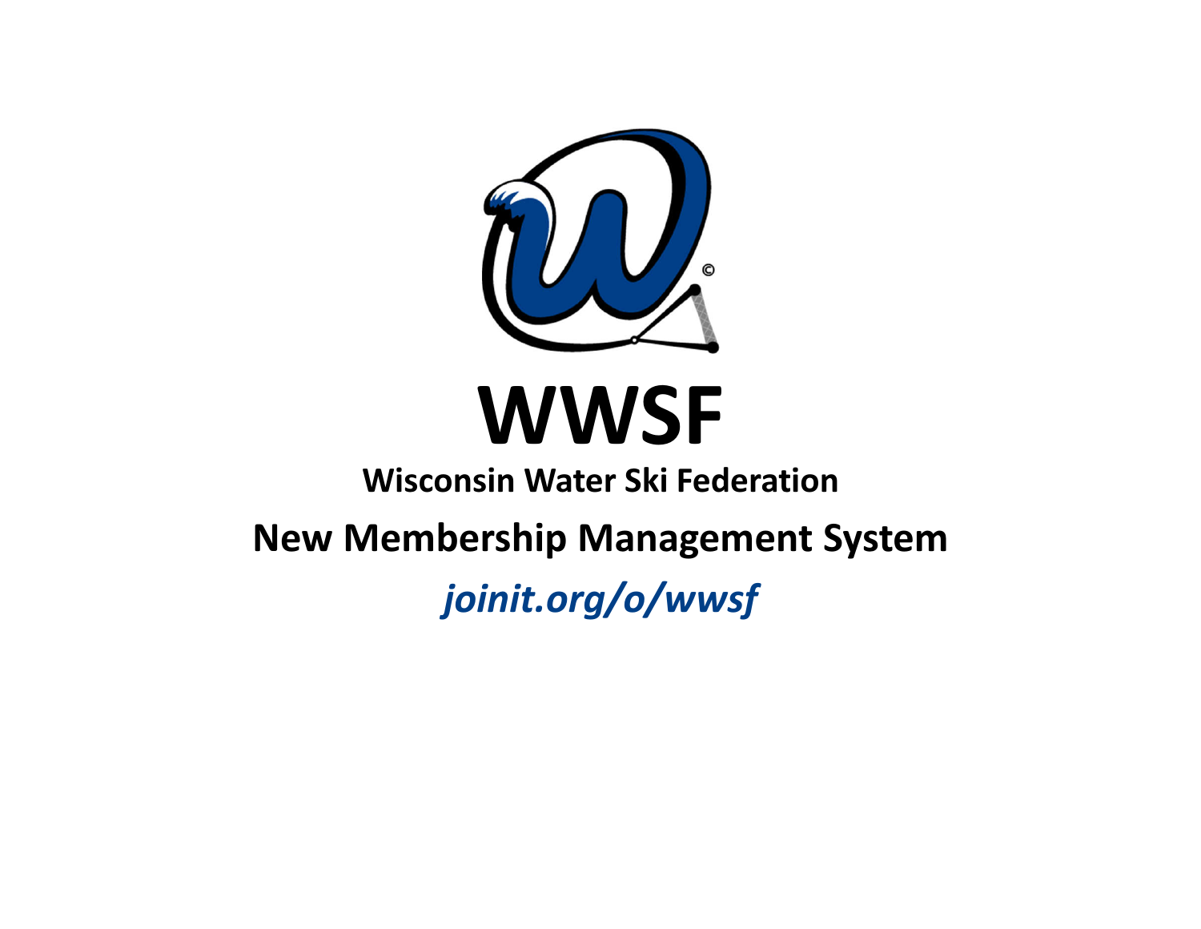# WWSF

**Wisconsin Water Ski Federation**

## New Membership Management System

***joinit.org/o/wwsf***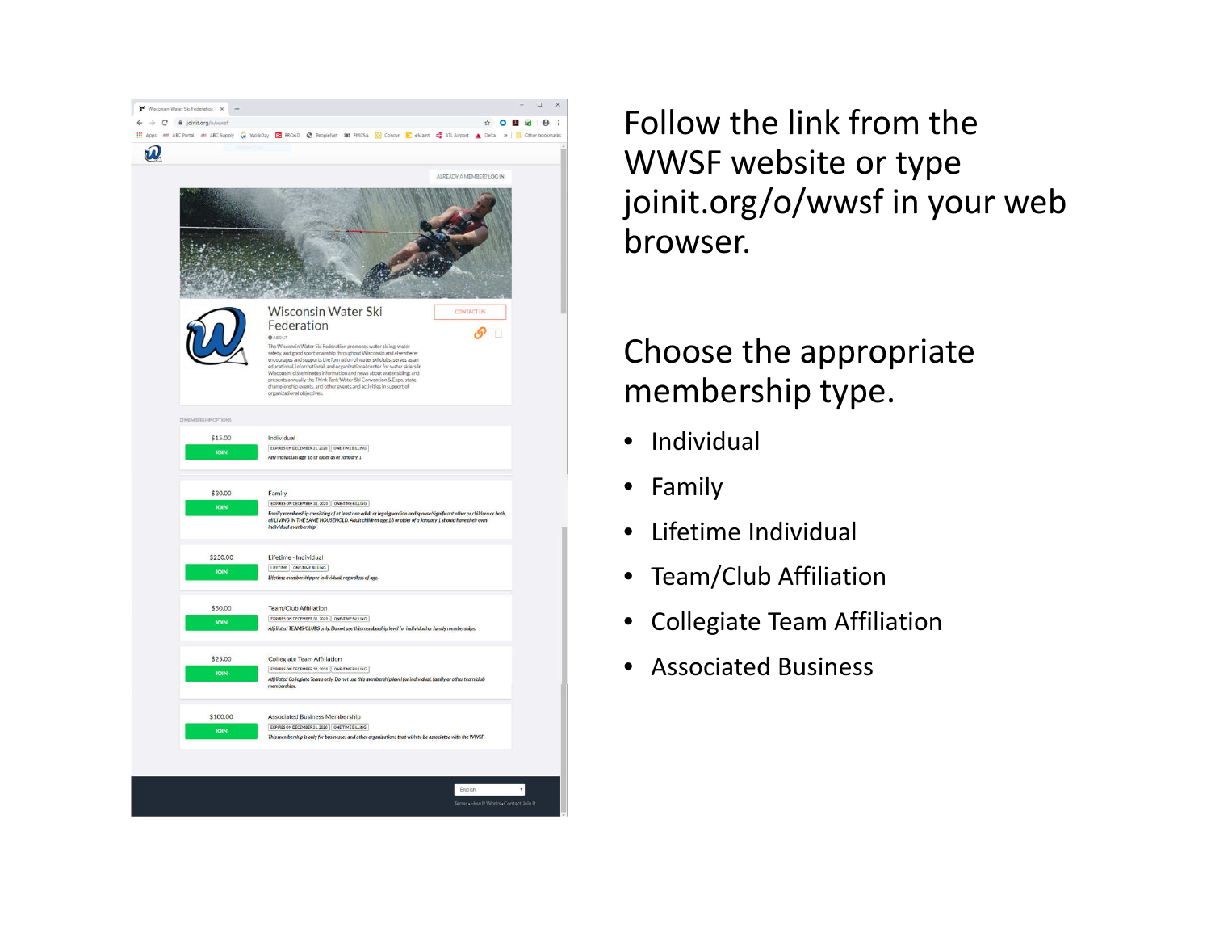Follow the link from the WWSF website or type joinit.org/o/wwsf in your web browser.

Choose the appropriate membership type.

- Individual
- Family
- Lifetime Individual
- Team/Club Affiliation
- Collegiate Team Affiliation
- Associated Business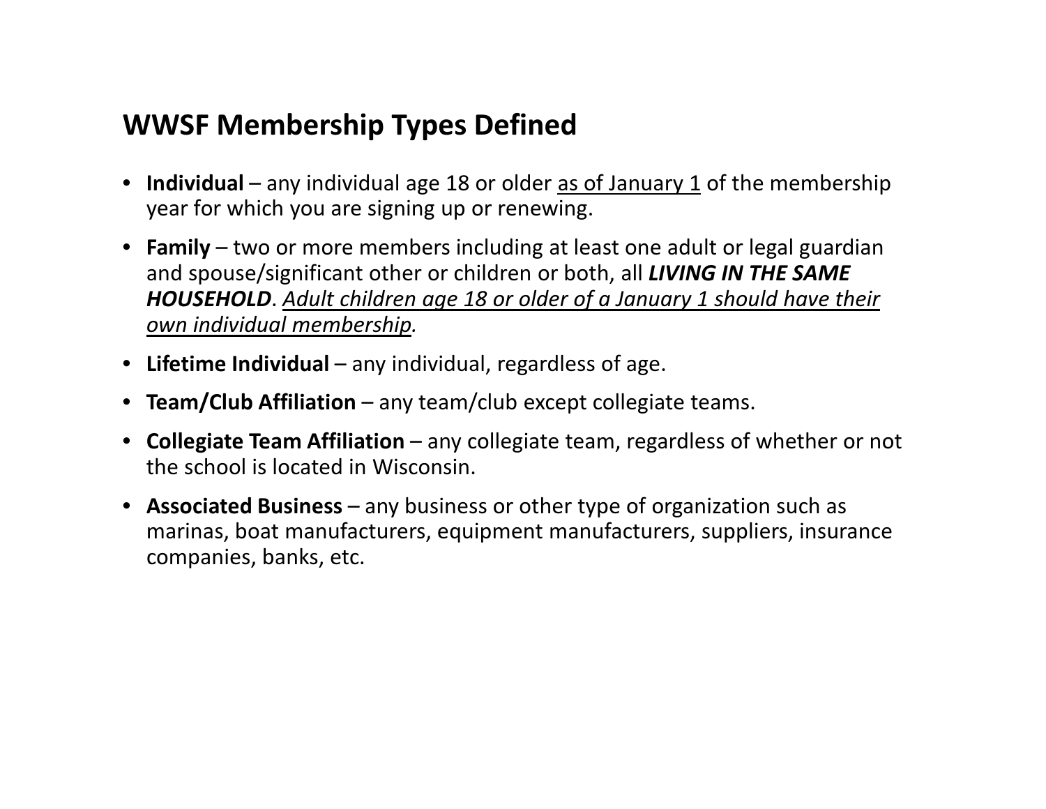## WWSF Membership Types Defined

- **Individual** – any individual age 18 or older <u>as of January 1</u> of the membership year for which you are signing up or renewing.
- **Family** – two or more members including at least one adult or legal guardian and spouse/significant other or children or both, all ***LIVING IN THE SAME HOUSEHOLD***. *<u>Adult children age 18 or older of a January 1 should have their own individual membership</u>.*
- **Lifetime Individual** – any individual, regardless of age.
- **Team/Club Affiliation** – any team/club except collegiate teams.
- **Collegiate Team Affiliation** – any collegiate team, regardless of whether or not the school is located in Wisconsin.
- **Associated Business** – any business or other type of organization such as marinas, boat manufacturers, equipment manufacturers, suppliers, insurance companies, banks, etc.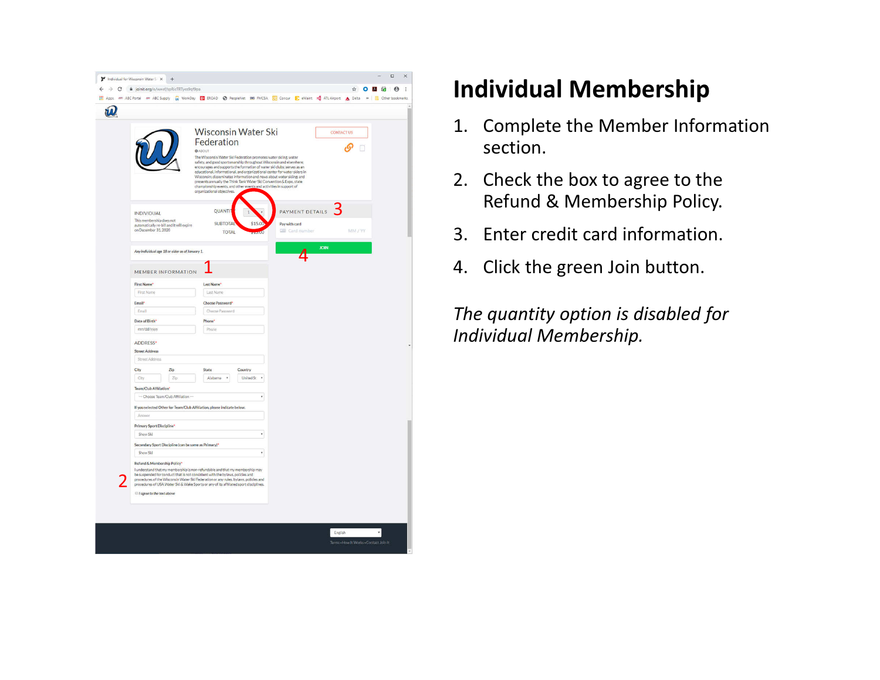# Individual Membership

1. Complete the Member Information section.
2. Check the box to agree to the Refund & Membership Policy.
3. Enter credit card information.
4. Click the green Join button.

*The quantity option is disabled for Individual Membership.*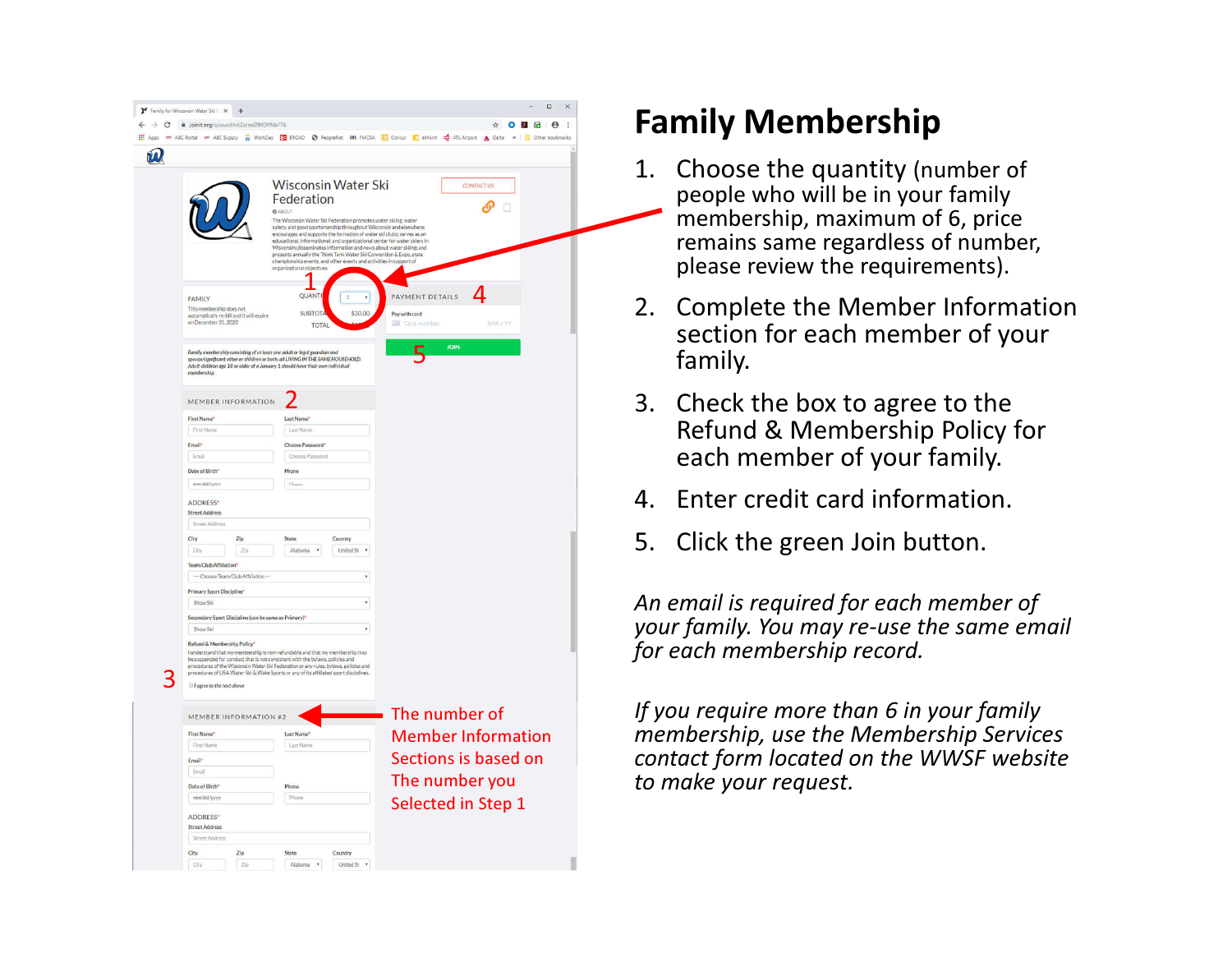# Family Membership

1. Choose the quantity (number of people who will be in your family membership, maximum of 6, price remains same regardless of number, please review the requirements).
2. Complete the Member Information section for each member of your family.
3. Check the box to agree to the Refund & Membership Policy for each member of your family.
4. Enter credit card information.
5. Click the green Join button.

*An email is required for each member of your family. You may re-use the same email for each membership record.*

*If you require more than 6 in your family membership, use the Membership Services contact form located on the WWSF website to make your request.*

The number of Member Information Sections is based on The number you Selected in Step 1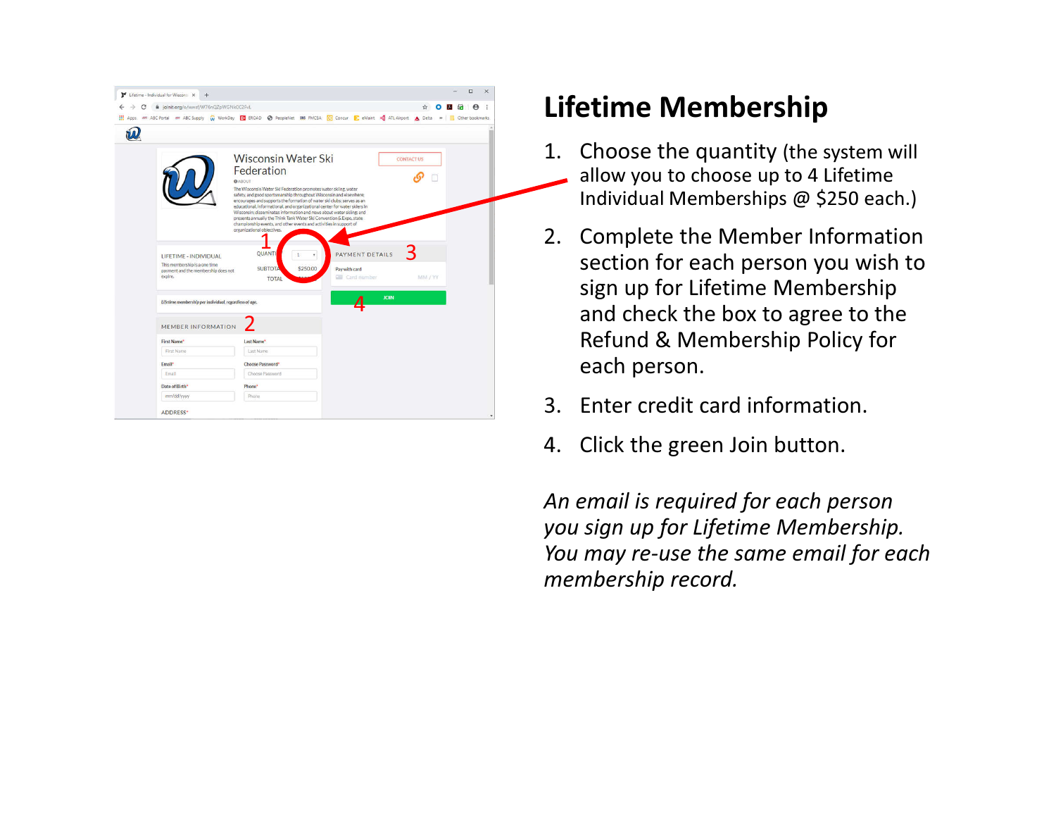# Lifetime Membership

1. Choose the quantity (the system will allow you to choose up to 4 Lifetime Individual Memberships @ $250 each.)
2. Complete the Member Information section for each person you wish to sign up for Lifetime Membership and check the box to agree to the Refund & Membership Policy for each person.
3. Enter credit card information.
4. Click the green Join button.

*An email is required for each person you sign up for Lifetime Membership. You may re-use the same email for each membership record.*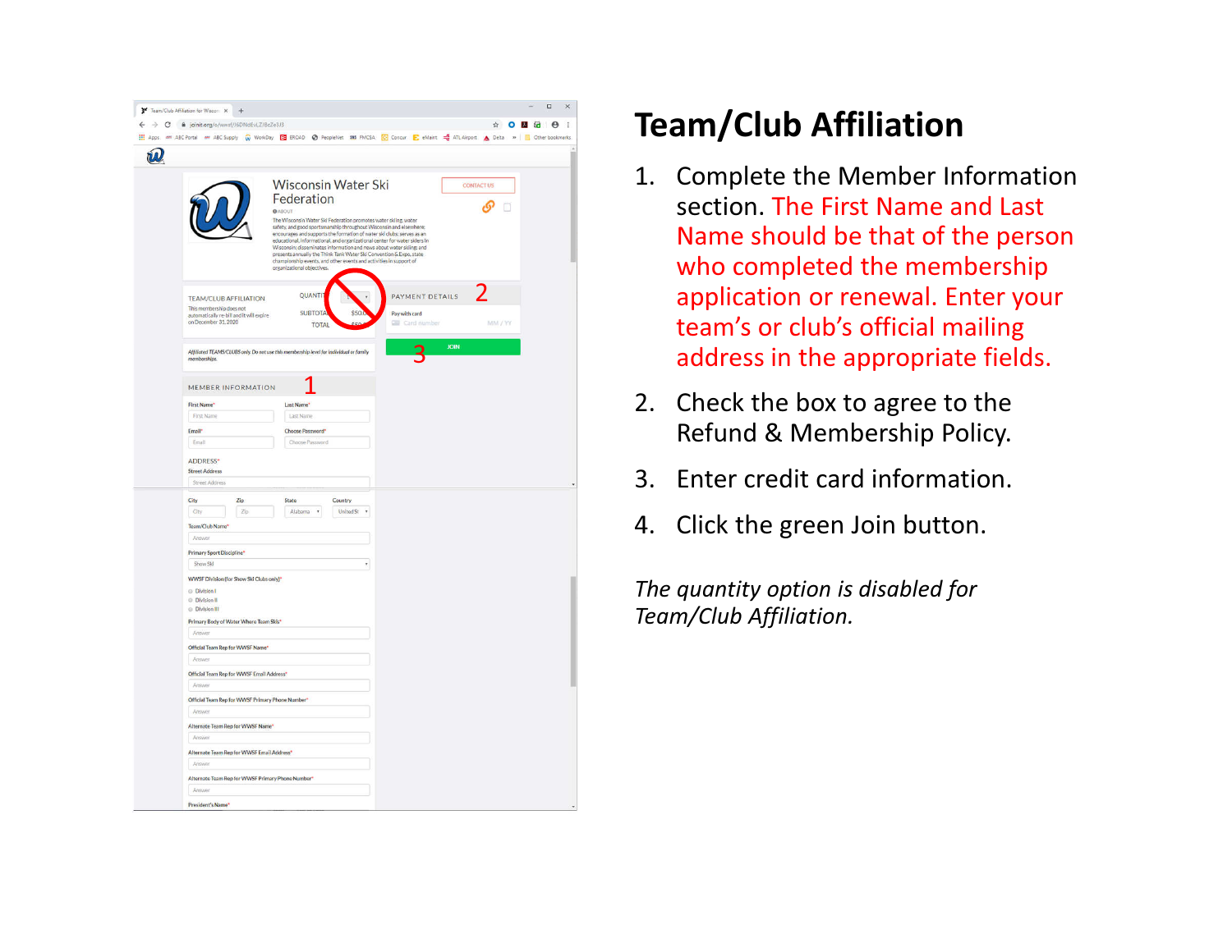# Team/Club Affiliation

1. Complete the Member Information section. The First Name and Last Name should be that of the person who completed the membership application or renewal. Enter your team's or club's official mailing address in the appropriate fields.
2. Check the box to agree to the Refund & Membership Policy.
3. Enter credit card information.
4. Click the green Join button.

*The quantity option is disabled for Team/Club Affiliation.*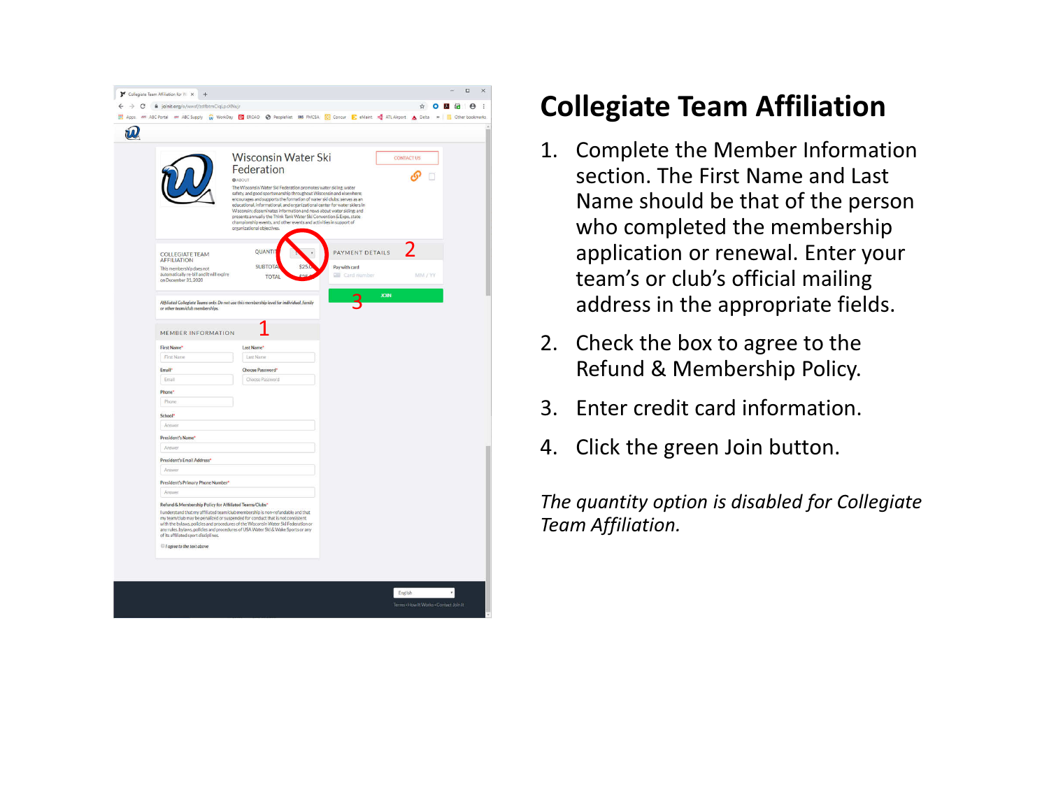# Collegiate Team Affiliation

1. Complete the Member Information section. The First Name and Last Name should be that of the person who completed the membership application or renewal. Enter your team's or club's official mailing address in the appropriate fields.
2. Check the box to agree to the Refund & Membership Policy.
3. Enter credit card information.
4. Click the green Join button.

*The quantity option is disabled for Collegiate Team Affiliation.*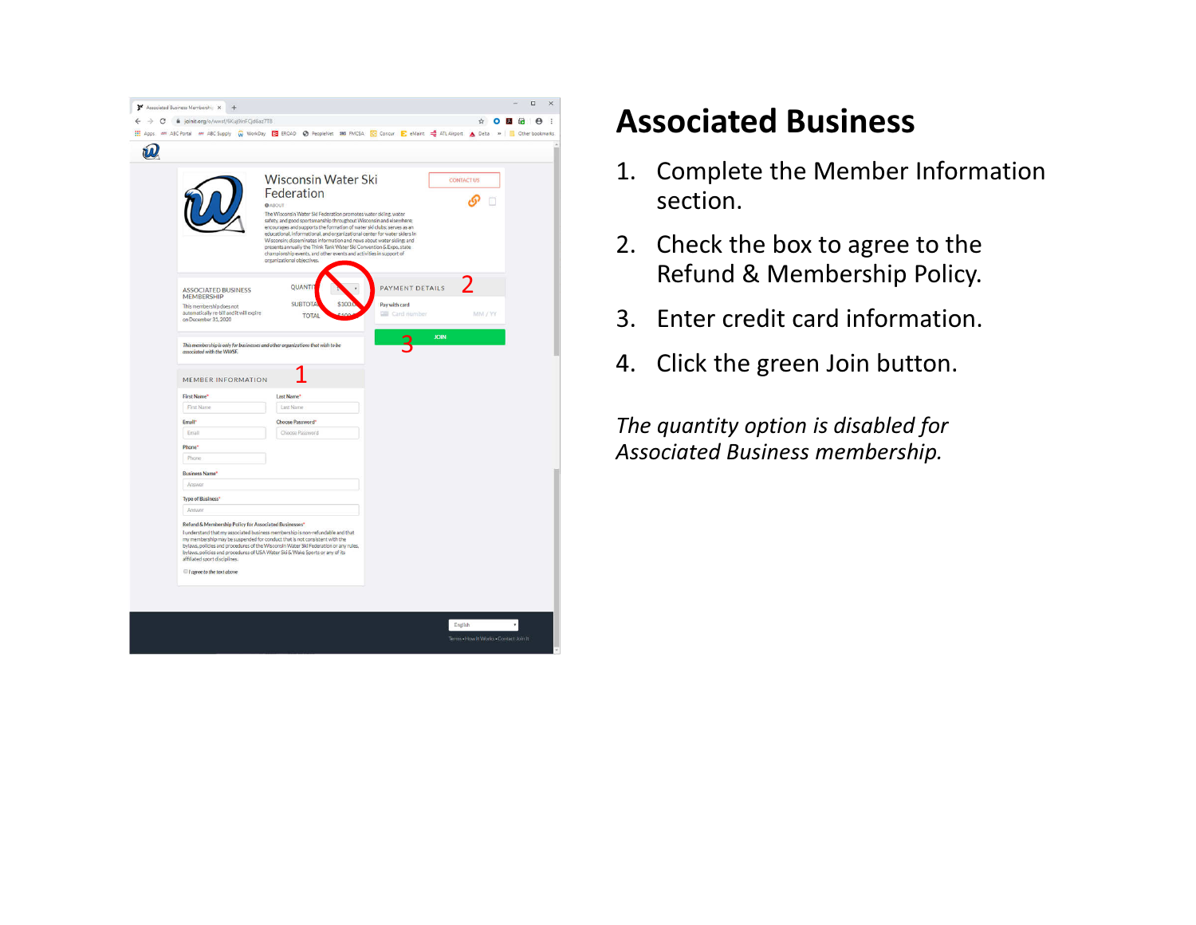# Associated Business

1. Complete the Member Information section.
2. Check the box to agree to the Refund & Membership Policy.
3. Enter credit card information.
4. Click the green Join button.

*The quantity option is disabled for Associated Business membership.*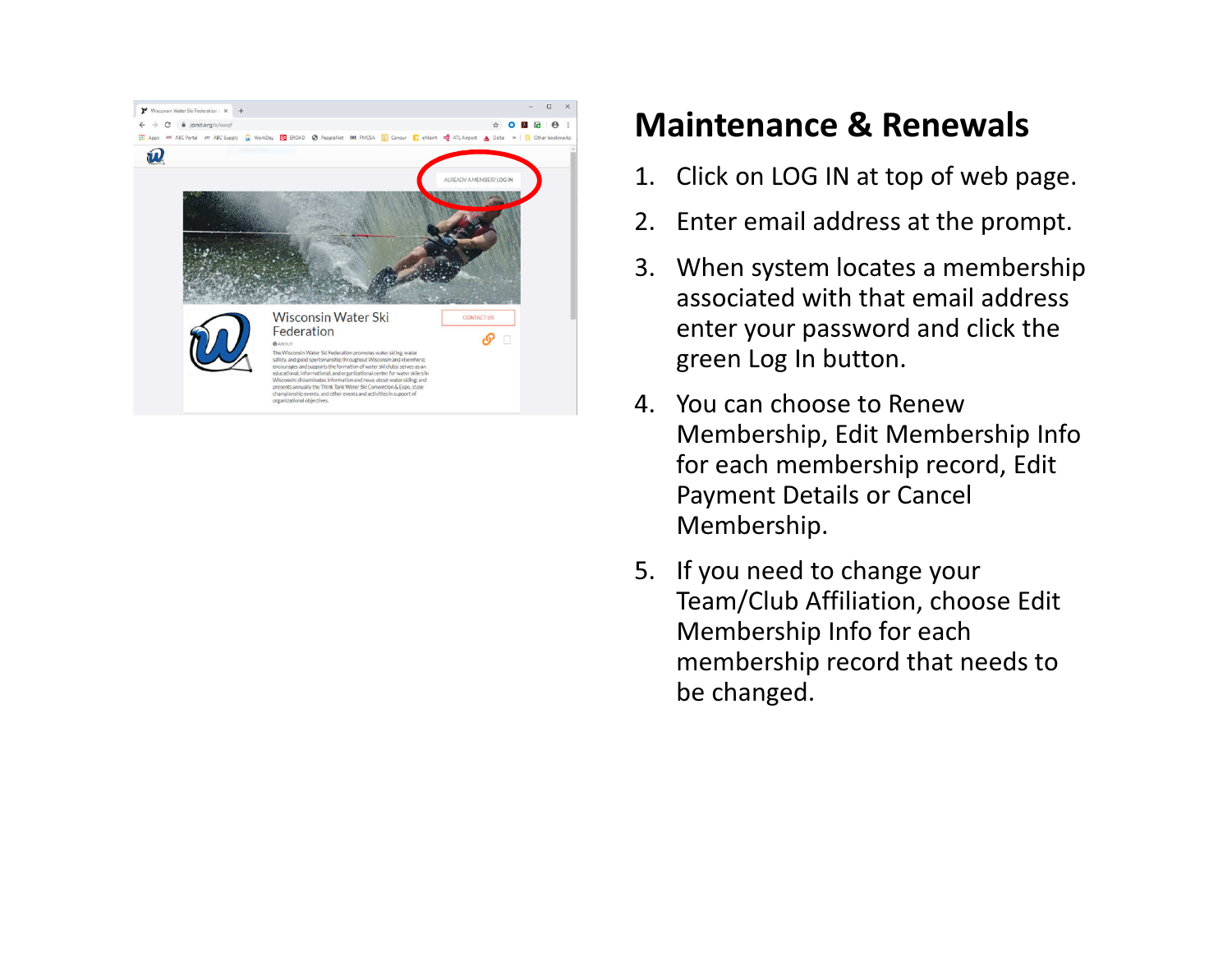## Maintenance & Renewals

1. Click on LOG IN at top of web page.
2. Enter email address at the prompt.
3. When system locates a membership associated with that email address enter your password and click the green Log In button.
4. You can choose to Renew Membership, Edit Membership Info for each membership record, Edit Payment Details or Cancel Membership.
5. If you need to change your Team/Club Affiliation, choose Edit Membership Info for each membership record that needs to be changed.